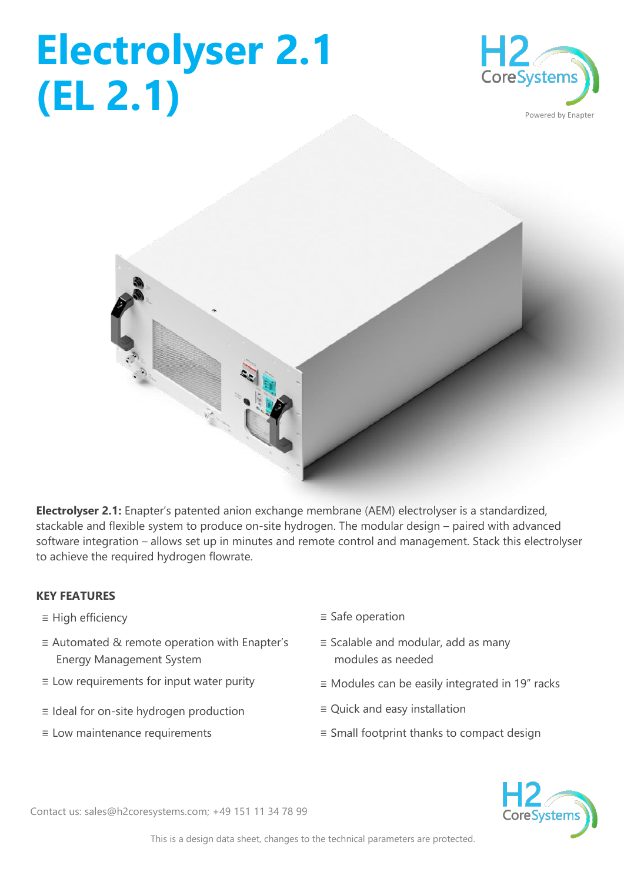# Electrolyser 2.1 (EL 2.1)

H2 CoreSystems

Powered by Enapter

**Electrolyser 2.1:** Enapter's patented anion exchange membrane (AEM) electrolyser is a standardized, stackable and flexible system to produce on-site hydrogen. The modular design – paired with advanced software integration – allows set up in minutes and remote control and management. Stack this electrolyser to achieve the required hydrogen flowrate.

**KEY FEATURES**

- High efficiency
- Automated & remote operation with Enapter's Energy Management System
- Low requirements for input water purity
- Ideal for on-site hydrogen production
- Low maintenance requirements
- Safe operation
- Scalable and modular, add as many modules as needed
- Modules can be easily integrated in 19" racks
- Quick and easy installation
- Small footprint thanks to compact design

Contact us: sales@h2coresystems.com; +49 151 11 34 78 99

This is a design data sheet, changes to the technical parameters are protected.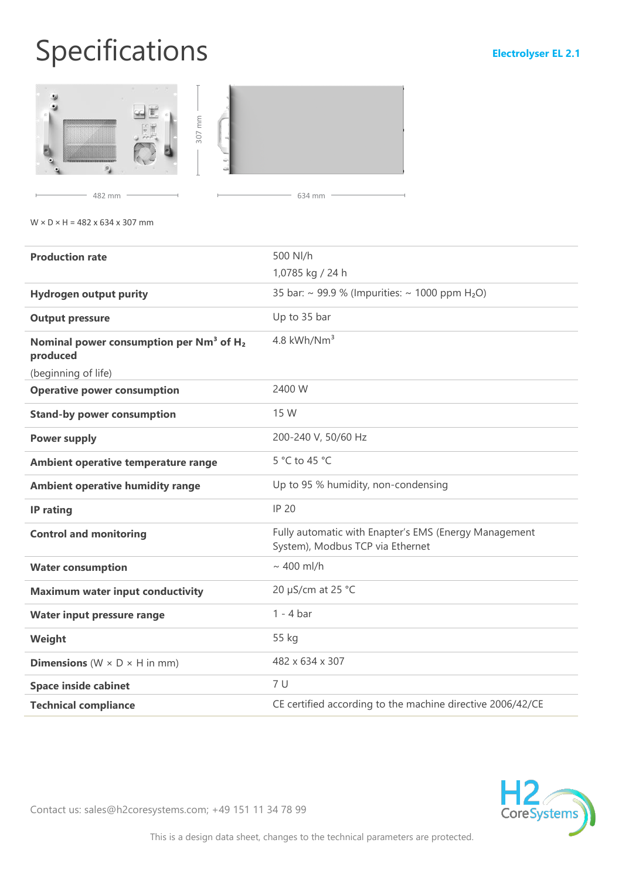# Specifications

**Electrolyser EL 2.1**

307 mm

482 mm

634 mm

W × D × H = 482 x 634 x 307 mm

| | |
|---|---|
| **Production rate** | 500 Nl/h<br>1,0785 kg / 24 h |
| **Hydrogen output purity** | 35 bar: ~ 99.9 % (Impurities: ~ 1000 ppm $H_2O$) |
| **Output pressure** | Up to 35 bar |
| **Nominal power consumption per Nm³ of $H_2$ produced**<br>(beginning of life) | 4.8 kWh/Nm³ |
| **Operative power consumption** | 2400 W |
| **Stand-by power consumption** | 15 W |
| **Power supply** | 200-240 V, 50/60 Hz |
| **Ambient operative temperature range** | 5 °C to 45 °C |
| **Ambient operative humidity range** | Up to 95 % humidity, non-condensing |
| **IP rating** | IP 20 |
| **Control and monitoring** | Fully automatic with Enapter's EMS (Energy Management System), Modbus TCP via Ethernet |
| **Water consumption** | ~ 400 ml/h |
| **Maximum water input conductivity** | 20 µS/cm at 25 °C |
| **Water input pressure range** | 1 - 4 bar |
| **Weight** | 55 kg |
| **Dimensions** (W × D × H in mm) | 482 x 634 x 307 |
| **Space inside cabinet** | 7 U |
| **Technical compliance** | CE certified according to the machine directive 2006/42/CE |

Contact us: sales@h2coresystems.com; +49 151 11 34 78 99

This is a design data sheet, changes to the technical parameters are protected.